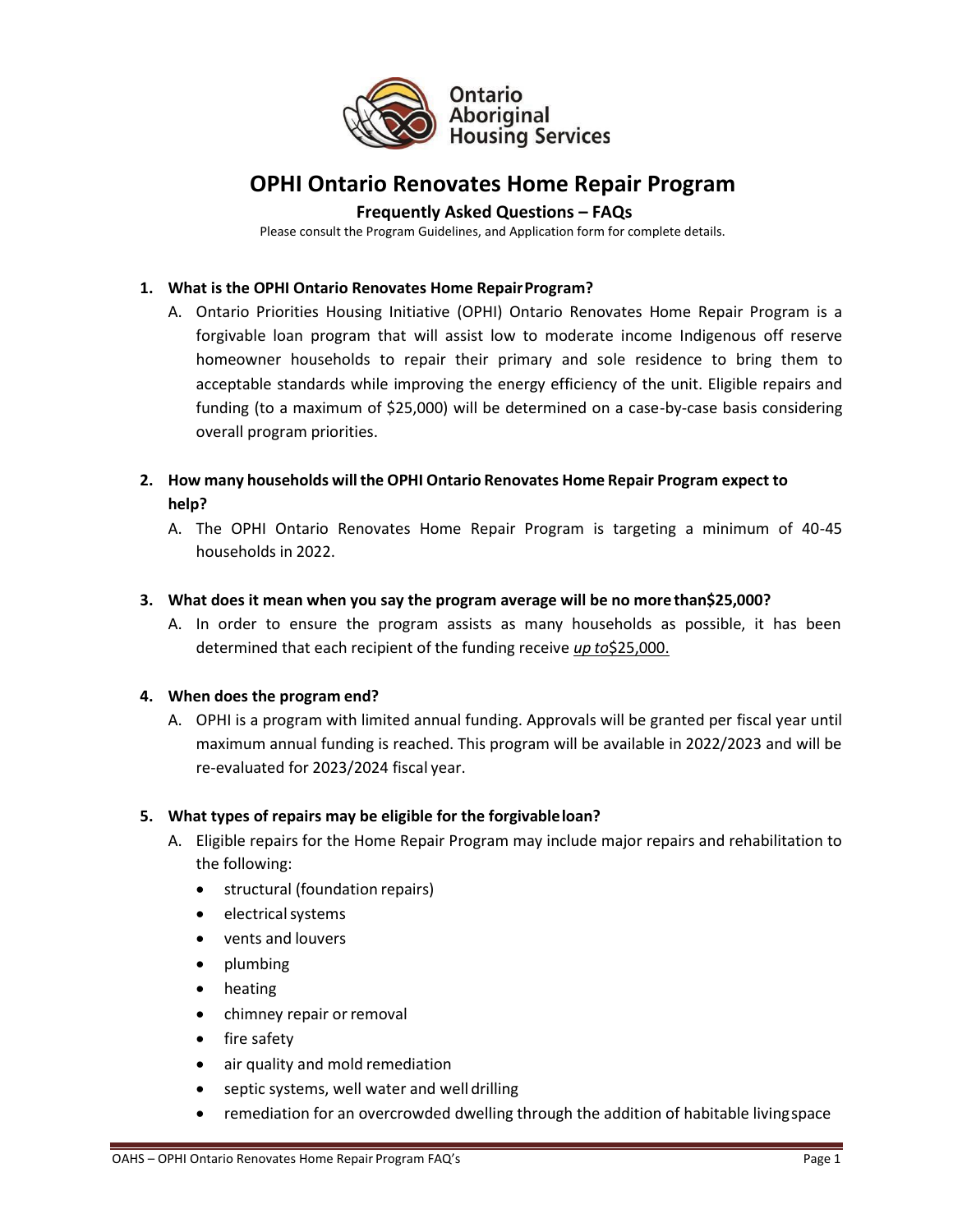Ontario Aboriginal Housing Services

# OPHI Ontario Renovates Home Repair Program

## Frequently Asked Questions – FAQs

Please consult the Program Guidelines, and Application form for complete details.

1. **What is the OPHI Ontario Renovates Home Repair Program?**
   A. Ontario Priorities Housing Initiative (OPHI) Ontario Renovates Home Repair Program is a forgivable loan program that will assist low to moderate income Indigenous off reserve homeowner households to repair their primary and sole residence to bring them to acceptable standards while improving the energy efficiency of the unit. Eligible repairs and funding (to a maximum of $25,000) will be determined on a case-by-case basis considering overall program priorities.

2. **How many households will the OPHI Ontario Renovates Home Repair Program expect to help?**
   A. The OPHI Ontario Renovates Home Repair Program is targeting a minimum of 40-45 households in 2022.

3. **What does it mean when you say the program average will be no more than$25,000?**
   A. In order to ensure the program assists as many households as possible, it has been determined that each recipient of the funding receive *up to*$25,000.

4. **When does the program end?**
   A. OPHI is a program with limited annual funding. Approvals will be granted per fiscal year until maximum annual funding is reached. This program will be available in 2022/2023 and will be re-evaluated for 2023/2024 fiscal year.

5. **What types of repairs may be eligible for the forgivable loan?**
   A. Eligible repairs for the Home Repair Program may include major repairs and rehabilitation to the following:
      - structural (foundation repairs)
      - electrical systems
      - vents and louvers
      - plumbing
      - heating
      - chimney repair or removal
      - fire safety
      - air quality and mold remediation
      - septic systems, well water and well drilling
      - remediation for an overcrowded dwelling through the addition of habitable living space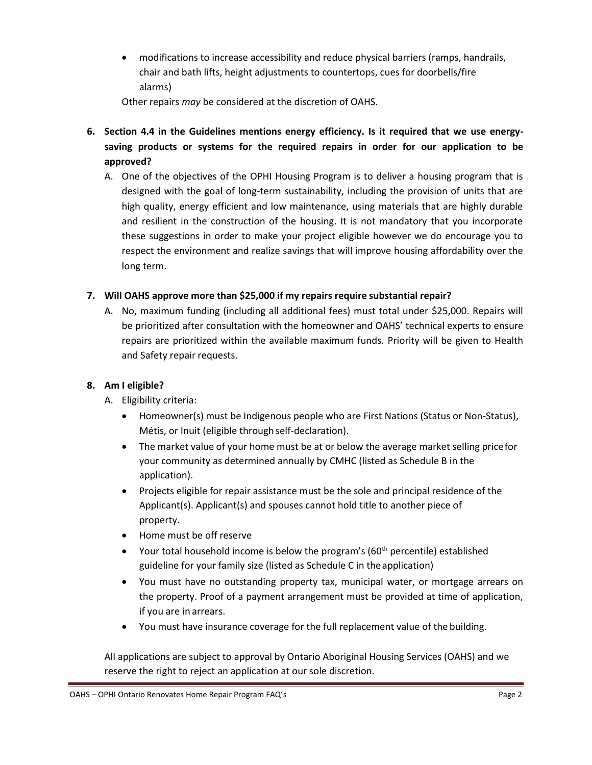- modifications to increase accessibility and reduce physical barriers (ramps, handrails, chair and bath lifts, height adjustments to countertops, cues for doorbells/fire alarms)

Other repairs *may* be considered at the discretion of OAHS.

**6. Section 4.4 in the Guidelines mentions energy efficiency. Is it required that we use energy-saving products or systems for the required repairs in order for our application to be approved?**

A. One of the objectives of the OPHI Housing Program is to deliver a housing program that is designed with the goal of long-term sustainability, including the provision of units that are high quality, energy efficient and low maintenance, using materials that are highly durable and resilient in the construction of the housing. It is not mandatory that you incorporate these suggestions in order to make your project eligible however we do encourage you to respect the environment and realize savings that will improve housing affordability over the long term.

**7. Will OAHS approve more than $25,000 if my repairs require substantial repair?**

A. No, maximum funding (including all additional fees) must total under $25,000. Repairs will be prioritized after consultation with the homeowner and OAHS' technical experts to ensure repairs are prioritized within the available maximum funds. Priority will be given to Health and Safety repair requests.

**8. Am I eligible?**

A. Eligibility criteria:

- Homeowner(s) must be Indigenous people who are First Nations (Status or Non-Status), Métis, or Inuit (eligible through self-declaration).
- The market value of your home must be at or below the average market selling price for your community as determined annually by CMHC (listed as Schedule B in the application).
- Projects eligible for repair assistance must be the sole and principal residence of the Applicant(s). Applicant(s) and spouses cannot hold title to another piece of property.
- Home must be off reserve
- Your total household income is below the program's (60th percentile) established guideline for your family size (listed as Schedule C in the application)
- You must have no outstanding property tax, municipal water, or mortgage arrears on the property. Proof of a payment arrangement must be provided at time of application, if you are in arrears.
- You must have insurance coverage for the full replacement value of the building.

All applications are subject to approval by Ontario Aboriginal Housing Services (OAHS) and we reserve the right to reject an application at our sole discretion.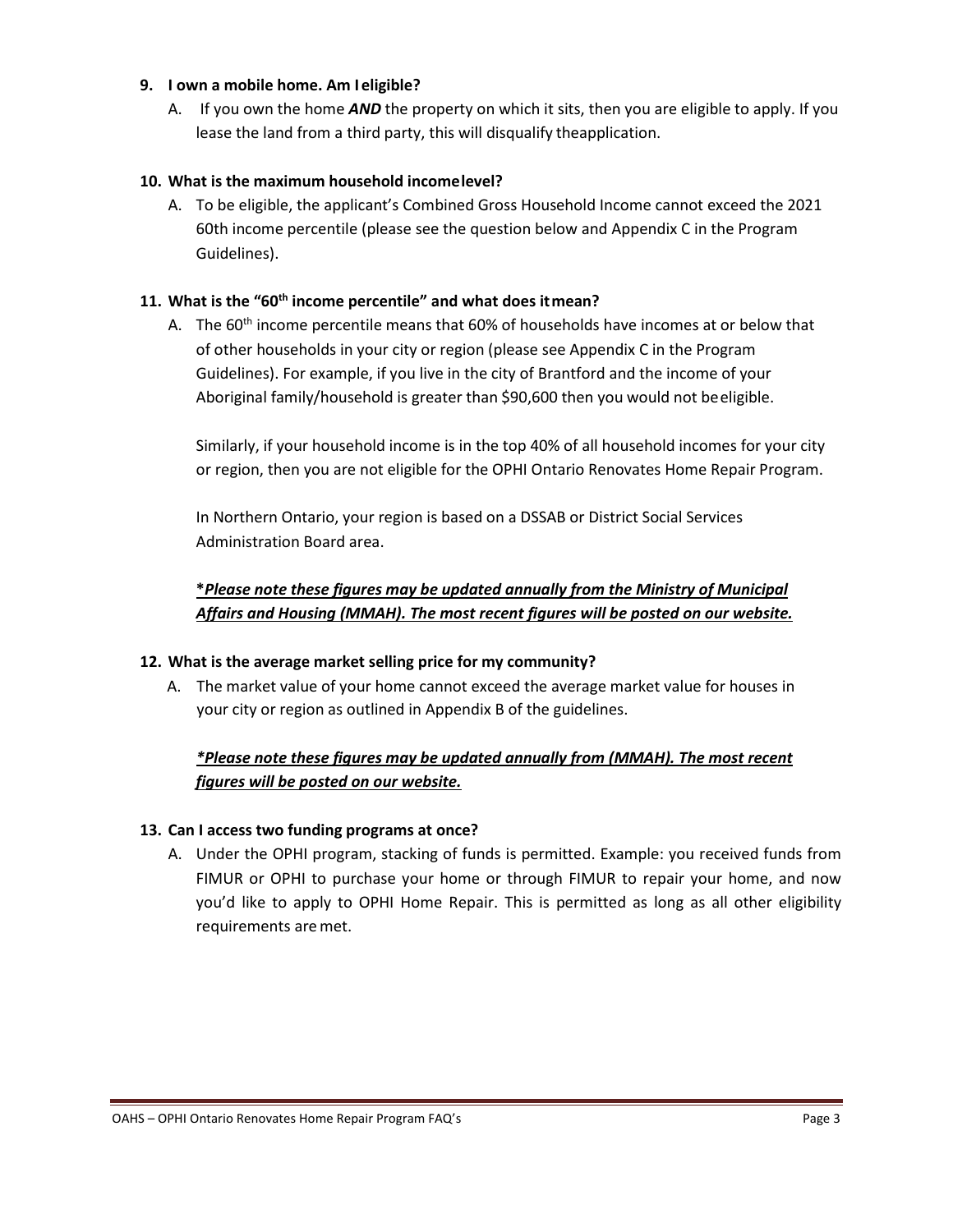**9. I own a mobile home. Am I eligible?**

A. If you own the home ***AND*** the property on which it sits, then you are eligible to apply. If you lease the land from a third party, this will disqualify the application.

**10. What is the maximum household income level?**

A. To be eligible, the applicant's Combined Gross Household Income cannot exceed the 2021 60th income percentile (please see the question below and Appendix C in the Program Guidelines).

**11. What is the "60th income percentile" and what does it mean?**

A. The 60th income percentile means that 60% of households have incomes at or below that of other households in your city or region (please see Appendix C in the Program Guidelines). For example, if you live in the city of Brantford and the income of your Aboriginal family/household is greater than $90,600 then you would not be eligible.

Similarly, if your household income is in the top 40% of all household incomes for your city or region, then you are not eligible for the OPHI Ontario Renovates Home Repair Program.

In Northern Ontario, your region is based on a DSSAB or District Social Services Administration Board area.

***Please note these figures may be updated annually from the Ministry of Municipal Affairs and Housing (MMAH). The most recent figures will be posted on our website.***

**12. What is the average market selling price for my community?**

A. The market value of your home cannot exceed the average market value for houses in your city or region as outlined in Appendix B of the guidelines.

***\*Please note these figures may be updated annually from (MMAH). The most recent figures will be posted on our website.***

**13. Can I access two funding programs at once?**

A. Under the OPHI program, stacking of funds is permitted. Example: you received funds from FIMUR or OPHI to purchase your home or through FIMUR to repair your home, and now you'd like to apply to OPHI Home Repair. This is permitted as long as all other eligibility requirements are met.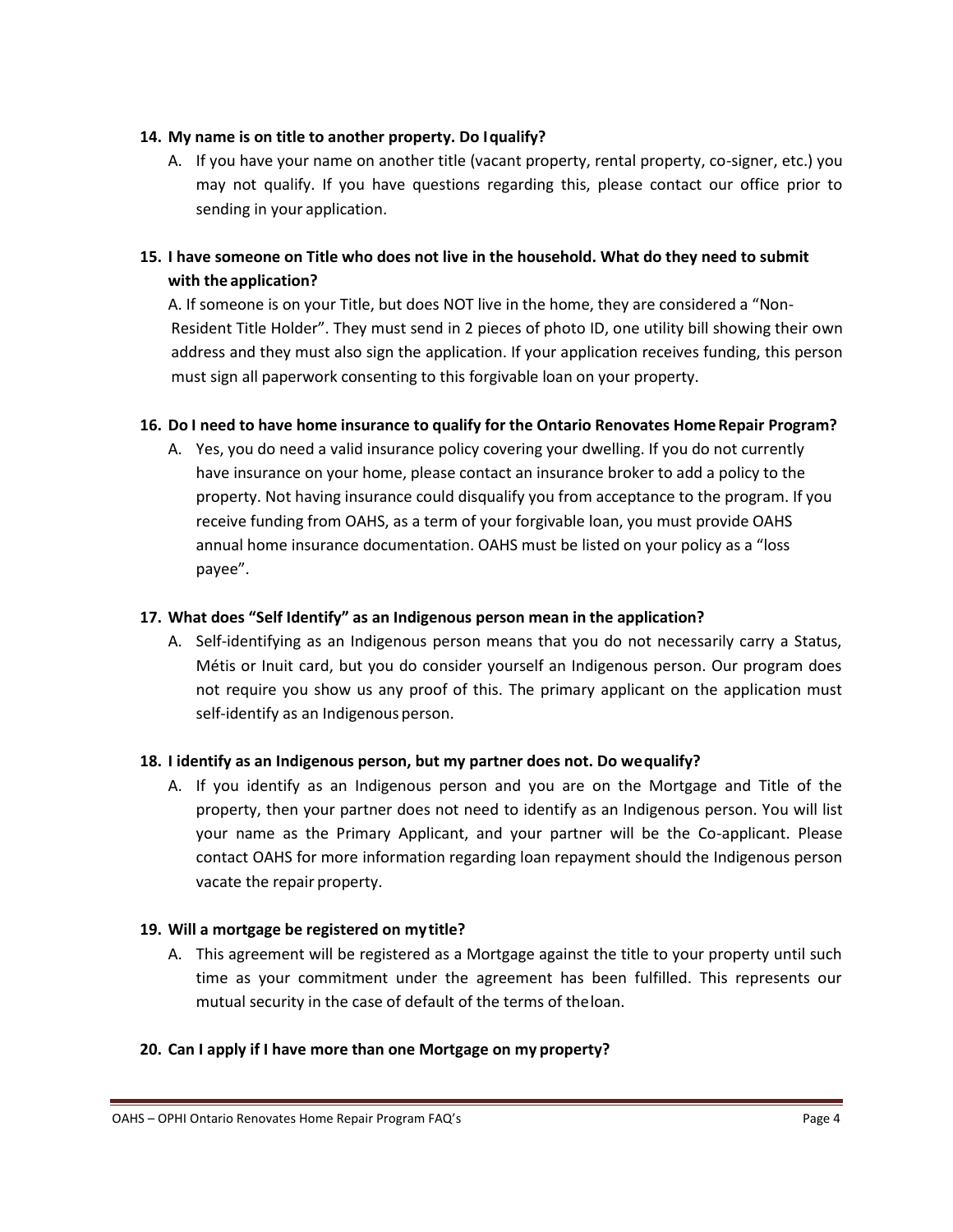**14. My name is on title to another property. Do I qualify?**

A. If you have your name on another title (vacant property, rental property, co-signer, etc.) you may not qualify. If you have questions regarding this, please contact our office prior to sending in your application.

**15. I have someone on Title who does not live in the household. What do they need to submit with the application?**

A. If someone is on your Title, but does NOT live in the home, they are considered a "Non-Resident Title Holder". They must send in 2 pieces of photo ID, one utility bill showing their own address and they must also sign the application. If your application receives funding, this person must sign all paperwork consenting to this forgivable loan on your property.

**16. Do I need to have home insurance to qualify for the Ontario Renovates Home Repair Program?**

A. Yes, you do need a valid insurance policy covering your dwelling. If you do not currently have insurance on your home, please contact an insurance broker to add a policy to the property. Not having insurance could disqualify you from acceptance to the program. If you receive funding from OAHS, as a term of your forgivable loan, you must provide OAHS annual home insurance documentation. OAHS must be listed on your policy as a "loss payee".

**17. What does "Self Identify" as an Indigenous person mean in the application?**

A. Self-identifying as an Indigenous person means that you do not necessarily carry a Status, Métis or Inuit card, but you do consider yourself an Indigenous person. Our program does not require you show us any proof of this. The primary applicant on the application must self-identify as an Indigenous person.

**18. I identify as an Indigenous person, but my partner does not. Do we qualify?**

A. If you identify as an Indigenous person and you are on the Mortgage and Title of the property, then your partner does not need to identify as an Indigenous person. You will list your name as the Primary Applicant, and your partner will be the Co-applicant. Please contact OAHS for more information regarding loan repayment should the Indigenous person vacate the repair property.

**19. Will a mortgage be registered on my title?**

A. This agreement will be registered as a Mortgage against the title to your property until such time as your commitment under the agreement has been fulfilled. This represents our mutual security in the case of default of the terms of the loan.

**20. Can I apply if I have more than one Mortgage on my property?**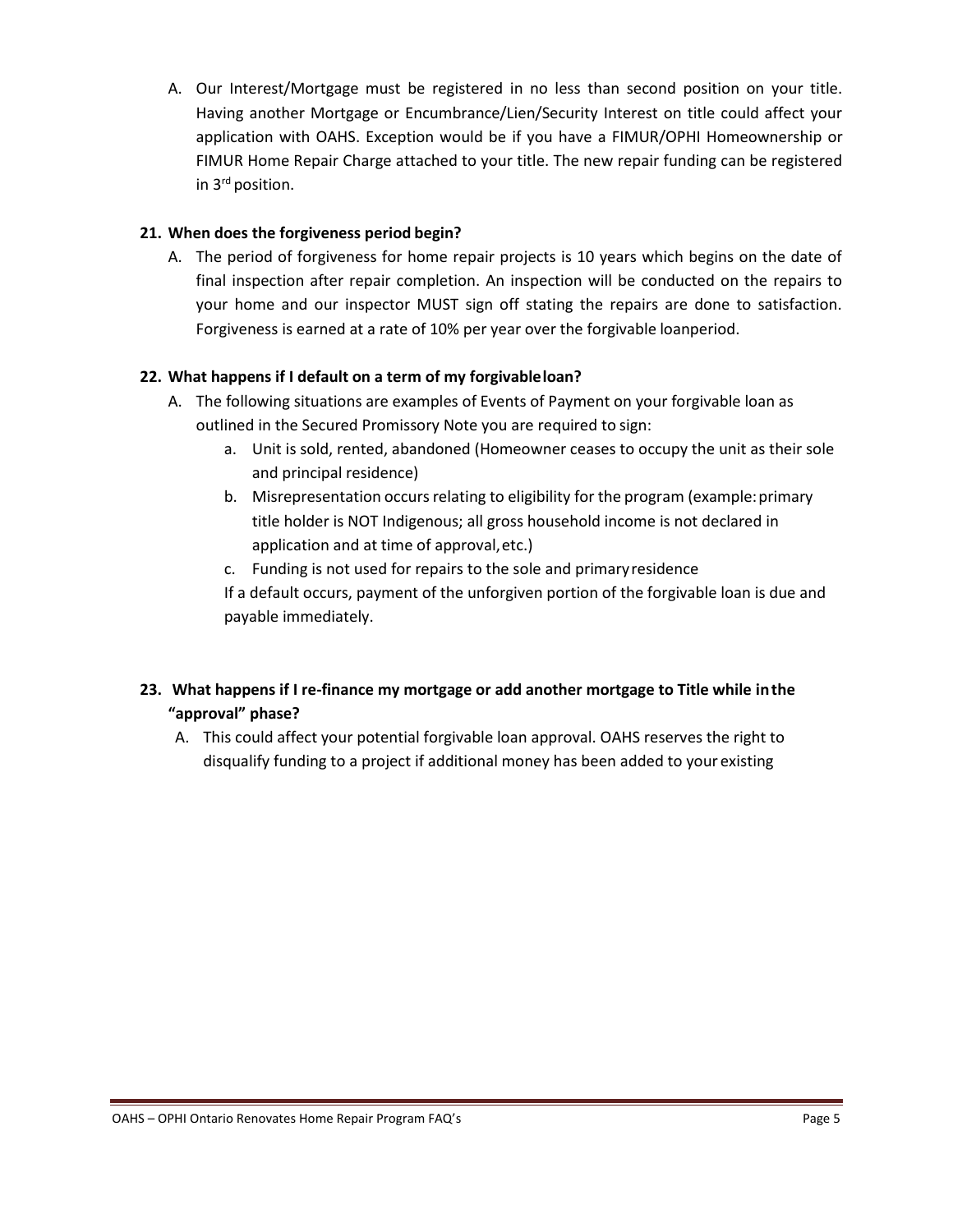A. Our Interest/Mortgage must be registered in no less than second position on your title. Having another Mortgage or Encumbrance/Lien/Security Interest on title could affect your application with OAHS. Exception would be if you have a FIMUR/OPHI Homeownership or FIMUR Home Repair Charge attached to your title. The new repair funding can be registered in 3rd position.

**21. When does the forgiveness period begin?**

A. The period of forgiveness for home repair projects is 10 years which begins on the date of final inspection after repair completion. An inspection will be conducted on the repairs to your home and our inspector MUST sign off stating the repairs are done to satisfaction. Forgiveness is earned at a rate of 10% per year over the forgivable loanperiod.

**22. What happens if I default on a term of my forgivableloan?**

A. The following situations are examples of Events of Payment on your forgivable loan as outlined in the Secured Promissory Note you are required to sign:

   a. Unit is sold, rented, abandoned (Homeowner ceases to occupy the unit as their sole and principal residence)
   b. Misrepresentation occurs relating to eligibility for the program (example: primary title holder is NOT Indigenous; all gross household income is not declared in application and at time of approval, etc.)
   c. Funding is not used for repairs to the sole and primary residence

   If a default occurs, payment of the unforgiven portion of the forgivable loan is due and payable immediately.

**23. What happens if I re-finance my mortgage or add another mortgage to Title while in the "approval" phase?**

A. This could affect your potential forgivable loan approval. OAHS reserves the right to disqualify funding to a project if additional money has been added to your existing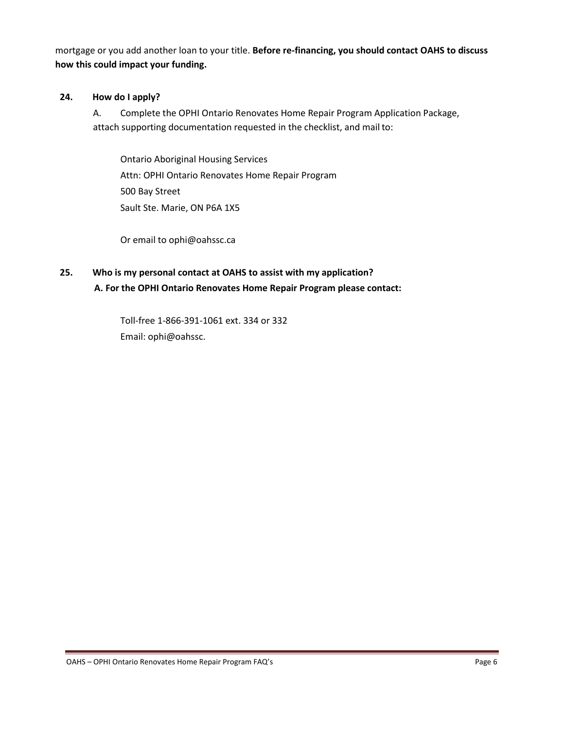mortgage or you add another loan to your title. **Before re-financing, you should contact OAHS to discuss how this could impact your funding.**

**24. How do I apply?**

A. Complete the OPHI Ontario Renovates Home Repair Program Application Package, attach supporting documentation requested in the checklist, and mail to:

Ontario Aboriginal Housing Services
Attn: OPHI Ontario Renovates Home Repair Program
500 Bay Street
Sault Ste. Marie, ON P6A 1X5

Or email to ophi@oahssc.ca

**25. Who is my personal contact at OAHS to assist with my application?**

**A. For the OPHI Ontario Renovates Home Repair Program please contact:**

Toll-free 1-866-391-1061 ext. 334 or 332
Email: ophi@oahssc.